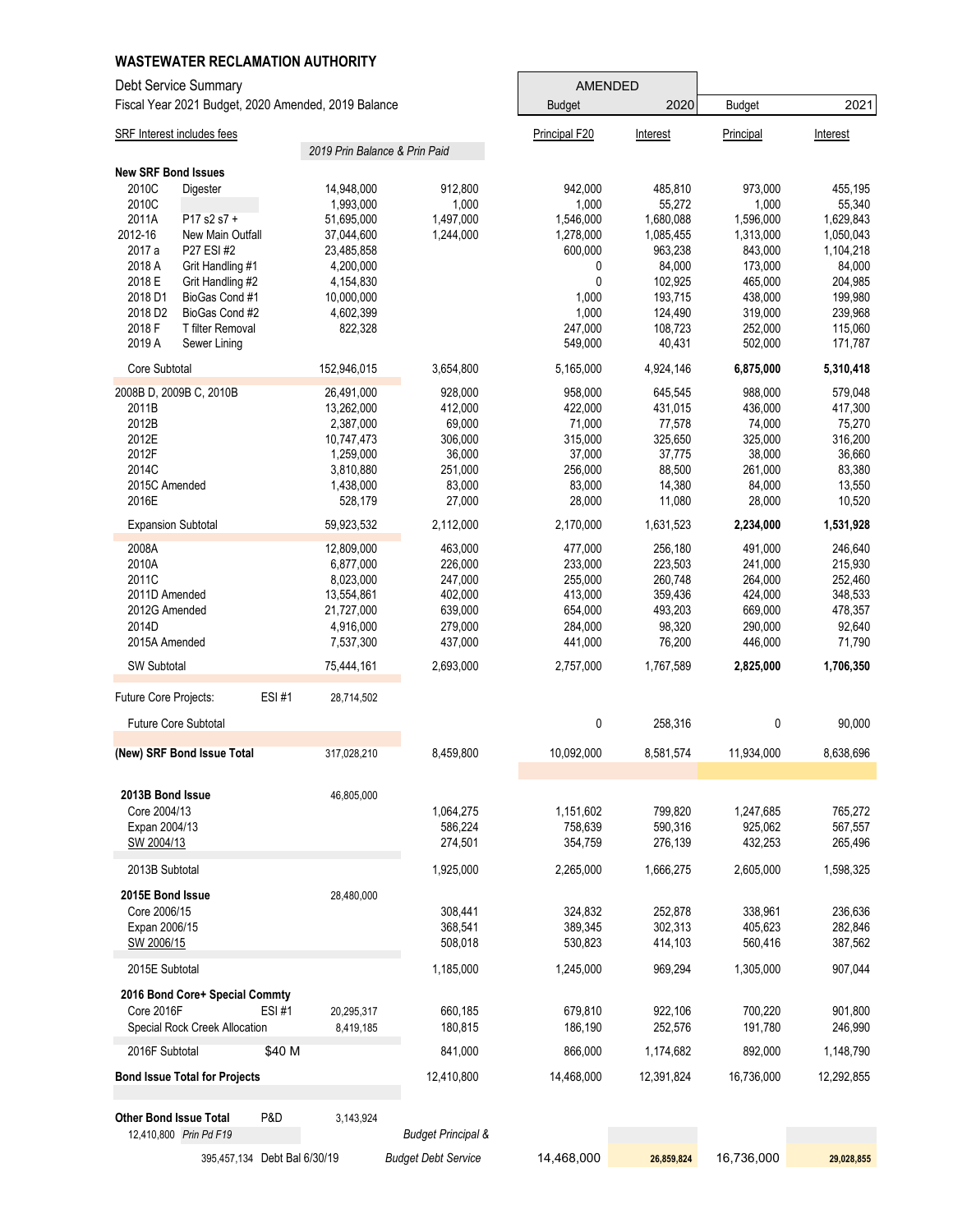**WASTEWATER RECLAMATION AUTHORITY**

Debt Service Summary

Fiscal Year 2021 Budget, 2020 Amended, 2019 Balance

| SRF Interest includes fees | | 2019 Prin Balance & Prin Paid | | AMENDED Budget 2020 Principal F20 | Interest | Budget 2021 Principal | Interest |
|---|---|---|---|---|---|---|---|
| **New SRF Bond Issues** | | | | | | | |
| 2010C | Digester | 14,948,000 | 912,800 | 942,000 | 485,810 | 973,000 | 455,195 |
| 2010C | | 1,993,000 | 1,000 | 1,000 | 55,272 | 1,000 | 55,340 |
| 2011A | P17 s2 s7 + | 51,695,000 | 1,497,000 | 1,546,000 | 1,680,088 | 1,596,000 | 1,629,843 |
| 2012-16 | New Main Outfall | 37,044,600 | 1,244,000 | 1,278,000 | 1,085,455 | 1,313,000 | 1,050,043 |
| 2017 a | P27 ESI #2 | 23,485,858 | | 600,000 | 963,238 | 843,000 | 1,104,218 |
| 2018 A | Grit Handling #1 | 4,200,000 | | 0 | 84,000 | 173,000 | 84,000 |
| 2018 E | Grit Handling #2 | 4,154,830 | | 0 | 102,925 | 465,000 | 204,985 |
| 2018 D1 | BioGas Cond #1 | 10,000,000 | | 1,000 | 193,715 | 438,000 | 199,980 |
| 2018 D2 | BioGas Cond #2 | 4,602,399 | | 1,000 | 124,490 | 319,000 | 239,968 |
| 2018 F | T filter Removal | 822,328 | | 247,000 | 108,723 | 252,000 | 115,060 |
| 2019 A | Sewer Lining | | | 549,000 | 40,431 | 502,000 | 171,787 |
| Core Subtotal | | 152,946,015 | 3,654,800 | 5,165,000 | 4,924,146 | **6,875,000** | **5,310,418** |
| 2008B D, 2009B C, 2010B | | 26,491,000 | 928,000 | 958,000 | 645,545 | 988,000 | 579,048 |
| 2011B | | 13,262,000 | 412,000 | 422,000 | 431,015 | 436,000 | 417,300 |
| 2012B | | 2,387,000 | 69,000 | 71,000 | 77,578 | 74,000 | 75,270 |
| 2012E | | 10,747,473 | 306,000 | 315,000 | 325,650 | 325,000 | 316,200 |
| 2012F | | 1,259,000 | 36,000 | 37,000 | 37,775 | 38,000 | 36,660 |
| 2014C | | 3,810,880 | 251,000 | 256,000 | 88,500 | 261,000 | 83,380 |
| 2015C Amended | | 1,438,000 | 83,000 | 83,000 | 14,380 | 84,000 | 13,550 |
| 2016E | | 528,179 | 27,000 | 28,000 | 11,080 | 28,000 | 10,520 |
| Expansion Subtotal | | 59,923,532 | 2,112,000 | 2,170,000 | 1,631,523 | **2,234,000** | **1,531,928** |
| 2008A | | 12,809,000 | 463,000 | 477,000 | 256,180 | 491,000 | 246,640 |
| 2010A | | 6,877,000 | 226,000 | 233,000 | 223,503 | 241,000 | 215,930 |
| 2011C | | 8,023,000 | 247,000 | 255,000 | 260,748 | 264,000 | 252,460 |
| 2011D Amended | | 13,554,861 | 402,000 | 413,000 | 359,436 | 424,000 | 348,533 |
| 2012G Amended | | 21,727,000 | 639,000 | 654,000 | 493,203 | 669,000 | 478,357 |
| 2014D | | 4,916,000 | 279,000 | 284,000 | 98,320 | 290,000 | 92,640 |
| 2015A Amended | | 7,537,300 | 437,000 | 441,000 | 76,200 | 446,000 | 71,790 |
| SW Subtotal | | 75,444,161 | 2,693,000 | 2,757,000 | 1,767,589 | **2,825,000** | **1,706,350** |
| Future Core Projects: | ESI #1 | 28,714,502 | | | | | |
| Future Core Subtotal | | | | 0 | 258,316 | 0 | 90,000 |
| **(New) SRF Bond Issue Total** | | 317,028,210 | 8,459,800 | 10,092,000 | 8,581,574 | 11,934,000 | 8,638,696 |
| **2013B Bond Issue** | | 46,805,000 | | | | | |
| Core 2004/13 | | | 1,064,275 | 1,151,602 | 799,820 | 1,247,685 | 765,272 |
| Expan 2004/13 | | | 586,224 | 758,639 | 590,316 | 925,062 | 567,557 |
| SW 2004/13 | | | 274,501 | 354,759 | 276,139 | 432,253 | 265,496 |
| 2013B Subtotal | | | 1,925,000 | 2,265,000 | 1,666,275 | 2,605,000 | 1,598,325 |
| **2015E Bond Issue** | | 28,480,000 | | | | | |
| Core 2006/15 | | | 308,441 | 324,832 | 252,878 | 338,961 | 236,636 |
| Expan 2006/15 | | | 368,541 | 389,345 | 302,313 | 405,623 | 282,846 |
| SW 2006/15 | | | 508,018 | 530,823 | 414,103 | 560,416 | 387,562 |
| 2015E Subtotal | | | 1,185,000 | 1,245,000 | 969,294 | 1,305,000 | 907,044 |
| **2016 Bond Core+ Special Commty** | | | | | | | |
| Core 2016F | ESI #1 | 20,295,317 | 660,185 | 679,810 | 922,106 | 700,220 | 901,800 |
| Special Rock Creek Allocation | | 8,419,185 | 180,815 | 186,190 | 252,576 | 191,780 | 246,990 |
| 2016F Subtotal | $40 M | | 841,000 | 866,000 | 1,174,682 | 892,000 | 1,148,790 |
| **Bond Issue Total for Projects** | | | 12,410,800 | 14,468,000 | 12,391,824 | 16,736,000 | 12,292,855 |
| **Other Bond Issue Total** | P&D | 3,143,924 | | | | | |
| 12,410,800 *Prin Pd F19* | | | *Budget Principal &* | | | | |
| 395,457,134 Debt Bal 6/30/19 | | | *Budget Debt Service* | 14,468,000 | **26,859,824** | 16,736,000 | **29,028,855** |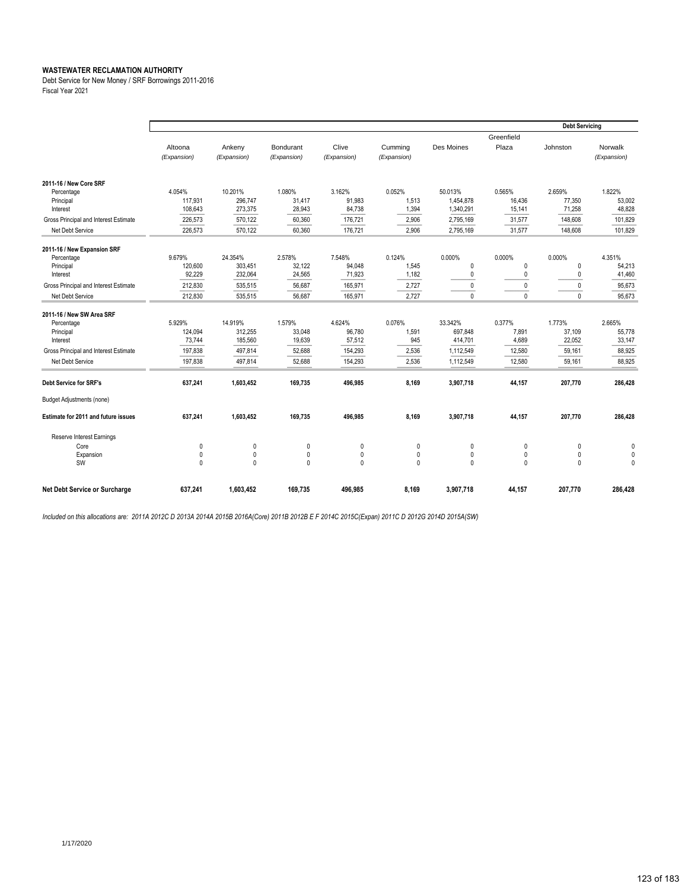**WASTEWATER RECLAMATION AUTHORITY**
Debt Service for New Money / SRF Borrowings 2011-2016
Fiscal Year 2021

| | | | | | | | | Debt Servicing | |
|---|---|---|---|---|---|---|---|---|---|
| | Altoona (Expansion) | Ankeny (Expansion) | Bondurant (Expansion) | Clive (Expansion) | Cumming (Expansion) | Des Moines | Greenfield Plaza | Johnston | Norwalk (Expansion) |
| **2011-16 / New Core SRF** | | | | | | | | | |
| Percentage | 4.054% | 10.201% | 1.080% | 3.162% | 0.052% | 50.013% | 0.565% | 2.659% | 1.822% |
| Principal | 117,931 | 296,747 | 31,417 | 91,983 | 1,513 | 1,454,878 | 16,436 | 77,350 | 53,002 |
| Interest | 108,643 | 273,375 | 28,943 | 84,738 | 1,394 | 1,340,291 | 15,141 | 71,258 | 48,828 |
| Gross Principal and Interest Estimate | 226,573 | 570,122 | 60,360 | 176,721 | 2,906 | 2,795,169 | 31,577 | 148,608 | 101,829 |
| Net Debt Service | 226,573 | 570,122 | 60,360 | 176,721 | 2,906 | 2,795,169 | 31,577 | 148,608 | 101,829 |
| **2011-16 / New Expansion SRF** | | | | | | | | | |
| Percentage | 9.679% | 24.354% | 2.578% | 7.548% | 0.124% | 0.000% | 0.000% | 0.000% | 4.351% |
| Principal | 120,600 | 303,451 | 32,122 | 94,048 | 1,545 | 0 | 0 | 0 | 54,213 |
| Interest | 92,229 | 232,064 | 24,565 | 71,923 | 1,182 | 0 | 0 | 0 | 41,460 |
| Gross Principal and Interest Estimate | 212,830 | 535,515 | 56,687 | 165,971 | 2,727 | 0 | 0 | 0 | 95,673 |
| Net Debt Service | 212,830 | 535,515 | 56,687 | 165,971 | 2,727 | 0 | 0 | 0 | 95,673 |
| **2011-16 / New SW Area SRF** | | | | | | | | | |
| Percentage | 5.929% | 14.919% | 1.579% | 4.624% | 0.076% | 33.342% | 0.377% | 1.773% | 2.665% |
| Principal | 124,094 | 312,255 | 33,048 | 96,780 | 1,591 | 697,848 | 7,891 | 37,109 | 55,778 |
| Interest | 73,744 | 185,560 | 19,639 | 57,512 | 945 | 414,701 | 4,689 | 22,052 | 33,147 |
| Gross Principal and Interest Estimate | 197,838 | 497,814 | 52,688 | 154,293 | 2,536 | 1,112,549 | 12,580 | 59,161 | 88,925 |
| Net Debt Service | 197,838 | 497,814 | 52,688 | 154,293 | 2,536 | 1,112,549 | 12,580 | 59,161 | 88,925 |
| **Debt Service for SRF's** | **637,241** | **1,603,452** | **169,735** | **496,985** | **8,169** | **3,907,718** | **44,157** | **207,770** | **286,428** |
| Budget Adjustments (none) | | | | | | | | | |
| **Estimate for 2011 and future issues** | **637,241** | **1,603,452** | **169,735** | **496,985** | **8,169** | **3,907,718** | **44,157** | **207,770** | **286,428** |
| Reserve Interest Earnings | | | | | | | | | |
| Core | 0 | 0 | 0 | 0 | 0 | 0 | 0 | 0 | 0 |
| Expansion | 0 | 0 | 0 | 0 | 0 | 0 | 0 | 0 | 0 |
| SW | 0 | 0 | 0 | 0 | 0 | 0 | 0 | 0 | 0 |
| **Net Debt Service or Surcharge** | **637,241** | **1,603,452** | **169,735** | **496,985** | **8,169** | **3,907,718** | **44,157** | **207,770** | **286,428** |

*Included on this allocations are: 2011A 2012C D 2013A 2014A 2015B 2016A(Core) 2011B 2012B E F 2014C 2015C(Expan) 2011C D 2012G 2014D 2015A(SW)*

1/17/2020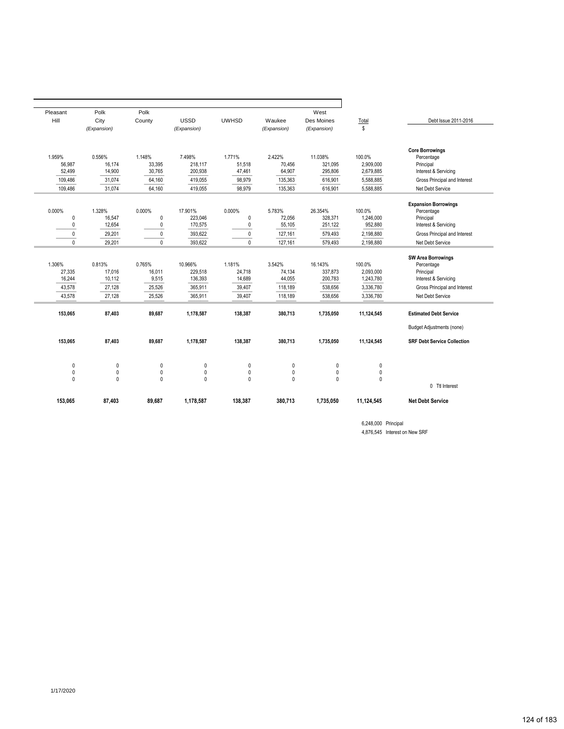| Pleasant Hill | Polk City (Expansion) | Polk County | USSD (Expansion) | UWHSD | Waukee (Expansion) | West Des Moines (Expansion) | Total $ | Debt Issue 2011-2016 |
|---|---|---|---|---|---|---|---|---|
| | | | | | | | | **Core Borrowings** |
| 1.959% | 0.556% | 1.148% | 7.498% | 1.771% | 2.422% | 11.038% | 100.0% | Percentage |
| 56,987 | 16,174 | 33,395 | 218,117 | 51,518 | 70,456 | 321,095 | 2,909,000 | Principal |
| 52,499 | 14,900 | 30,765 | 200,938 | 47,461 | 64,907 | 295,806 | 2,679,885 | Interest & Servicing |
| 109,486 | 31,074 | 64,160 | 419,055 | 98,979 | 135,363 | 616,901 | 5,588,885 | Gross Principal and Interest |
| 109,486 | 31,074 | 64,160 | 419,055 | 98,979 | 135,363 | 616,901 | 5,588,885 | Net Debt Service |
| | | | | | | | | **Expansion Borrowings** |
| 0.000% | 1.328% | 0.000% | 17.901% | 0.000% | 5.783% | 26.354% | 100.0% | Percentage |
| 0 | 16,547 | 0 | 223,046 | 0 | 72,056 | 328,371 | 1,246,000 | Principal |
| 0 | 12,654 | 0 | 170,575 | 0 | 55,105 | 251,122 | 952,880 | Interest & Servicing |
| 0 | 29,201 | 0 | 393,622 | 0 | 127,161 | 579,493 | 2,198,880 | Gross Principal and Interest |
| 0 | 29,201 | 0 | 393,622 | 0 | 127,161 | 579,493 | 2,198,880 | Net Debt Service |
| | | | | | | | | **SW Area Borrowings** |
| 1.306% | 0.813% | 0.765% | 10.966% | 1.181% | 3.542% | 16.143% | 100.0% | Percentage |
| 27,335 | 17,016 | 16,011 | 229,518 | 24,718 | 74,134 | 337,873 | 2,093,000 | Principal |
| 16,244 | 10,112 | 9,515 | 136,393 | 14,689 | 44,055 | 200,783 | 1,243,780 | Interest & Servicing |
| 43,578 | 27,128 | 25,526 | 365,911 | 39,407 | 118,189 | 538,656 | 3,336,780 | Gross Principal and Interest |
| 43,578 | 27,128 | 25,526 | 365,911 | 39,407 | 118,189 | 538,656 | 3,336,780 | Net Debt Service |
| **153,065** | **87,403** | **89,687** | **1,178,587** | **138,387** | **380,713** | **1,735,050** | **11,124,545** | **Estimated Debt Service** |
| | | | | | | | | Budget Adjustments (none) |
| **153,065** | **87,403** | **89,687** | **1,178,587** | **138,387** | **380,713** | **1,735,050** | **11,124,545** | **SRF Debt Service Collection** |
| 0 | 0 | 0 | 0 | 0 | 0 | 0 | 0 | |
| 0 | 0 | 0 | 0 | 0 | 0 | 0 | 0 | |
| 0 | 0 | 0 | 0 | 0 | 0 | 0 | 0 | |
| | | | | | | | | 0 Ttl Interest |
| **153,065** | **87,403** | **89,687** | **1,178,587** | **138,387** | **380,713** | **1,735,050** | **11,124,545** | **Net Debt Service** |

6,248,000 Principal

4,876,545 Interest on New SRF

1/17/2020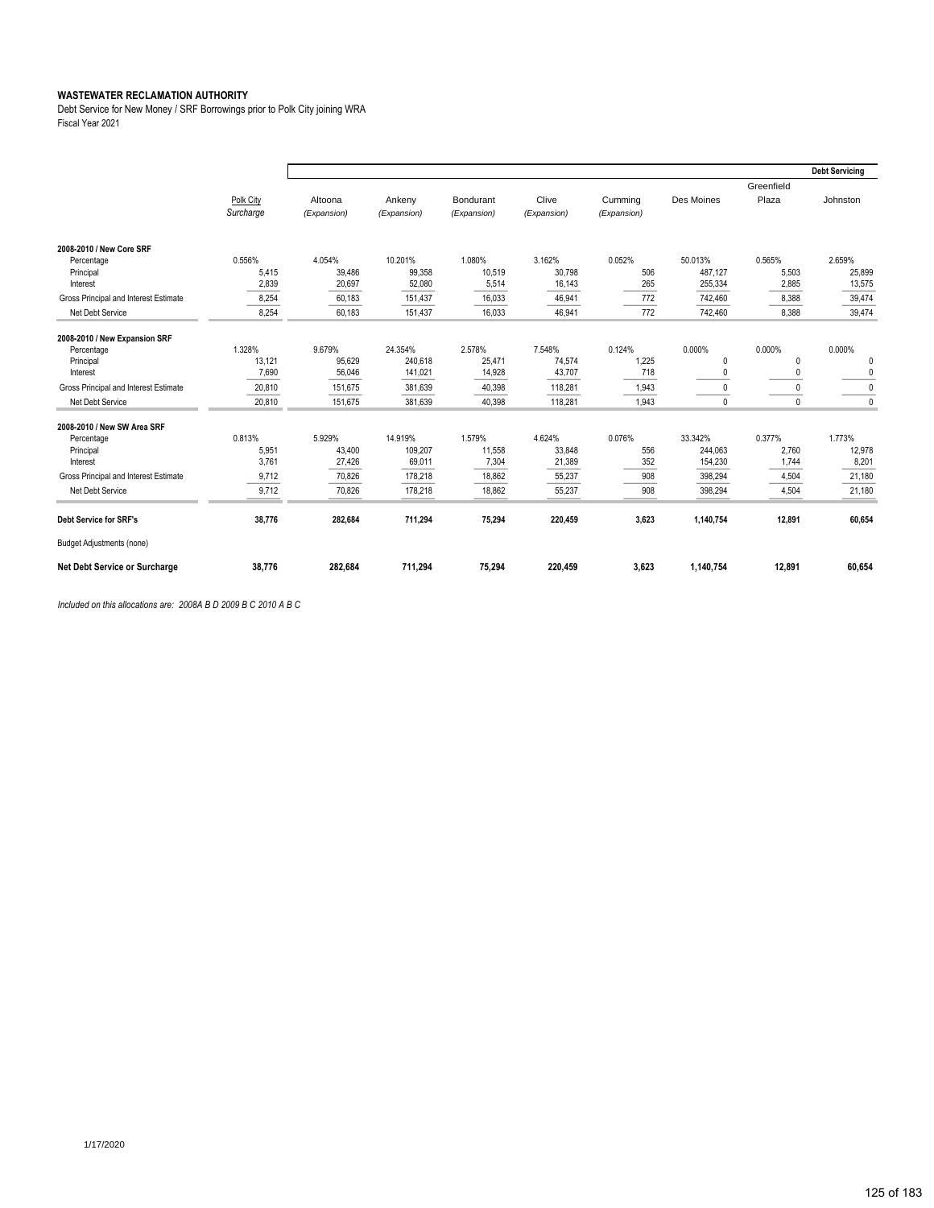**WASTEWATER RECLAMATION AUTHORITY**
Debt Service for New Money / SRF Borrowings prior to Polk City joining WRA
Fiscal Year 2021

| | Polk City *Surcharge* | Altoona *(Expansion)* | Ankeny *(Expansion)* | Bondurant *(Expansion)* | Clive *(Expansion)* | Cumming *(Expansion)* | Des Moines | Greenfield Plaza | Debt Servicing Johnston |
|---|---|---|---|---|---|---|---|---|---|
| **2008-2010 / New Core SRF** | | | | | | | | | |
| Percentage | 0.556% | 4.054% | 10.201% | 1.080% | 3.162% | 0.052% | 50.013% | 0.565% | 2.659% |
| Principal | 5,415 | 39,486 | 99,358 | 10,519 | 30,798 | 506 | 487,127 | 5,503 | 25,899 |
| Interest | 2,839 | 20,697 | 52,080 | 5,514 | 16,143 | 265 | 255,334 | 2,885 | 13,575 |
| Gross Principal and Interest Estimate | 8,254 | 60,183 | 151,437 | 16,033 | 46,941 | 772 | 742,460 | 8,388 | 39,474 |
| Net Debt Service | 8,254 | 60,183 | 151,437 | 16,033 | 46,941 | 772 | 742,460 | 8,388 | 39,474 |
| **2008-2010 / New Expansion SRF** | | | | | | | | | |
| Percentage | 1.328% | 9.679% | 24.354% | 2.578% | 7.548% | 0.124% | 0.000% | 0.000% | 0.000% |
| Principal | 13,121 | 95,629 | 240,618 | 25,471 | 74,574 | 1,225 | 0 | 0 | 0 |
| Interest | 7,690 | 56,046 | 141,021 | 14,928 | 43,707 | 718 | 0 | 0 | 0 |
| Gross Principal and Interest Estimate | 20,810 | 151,675 | 381,639 | 40,398 | 118,281 | 1,943 | 0 | 0 | 0 |
| Net Debt Service | 20,810 | 151,675 | 381,639 | 40,398 | 118,281 | 1,943 | 0 | 0 | 0 |
| **2008-2010 / New SW Area SRF** | | | | | | | | | |
| Percentage | 0.813% | 5.929% | 14.919% | 1.579% | 4.624% | 0.076% | 33.342% | 0.377% | 1.773% |
| Principal | 5,951 | 43,400 | 109,207 | 11,558 | 33,848 | 556 | 244,063 | 2,760 | 12,978 |
| Interest | 3,761 | 27,426 | 69,011 | 7,304 | 21,389 | 352 | 154,230 | 1,744 | 8,201 |
| Gross Principal and Interest Estimate | 9,712 | 70,826 | 178,218 | 18,862 | 55,237 | 908 | 398,294 | 4,504 | 21,180 |
| Net Debt Service | 9,712 | 70,826 | 178,218 | 18,862 | 55,237 | 908 | 398,294 | 4,504 | 21,180 |
| **Debt Service for SRF's** | **38,776** | **282,684** | **711,294** | **75,294** | **220,459** | **3,623** | **1,140,754** | **12,891** | **60,654** |
| Budget Adjustments (none) | | | | | | | | | |
| **Net Debt Service or Surcharge** | **38,776** | **282,684** | **711,294** | **75,294** | **220,459** | **3,623** | **1,140,754** | **12,891** | **60,654** |

*Included on this allocations are: 2008A B D 2009 B C 2010 A B C*

1/17/2020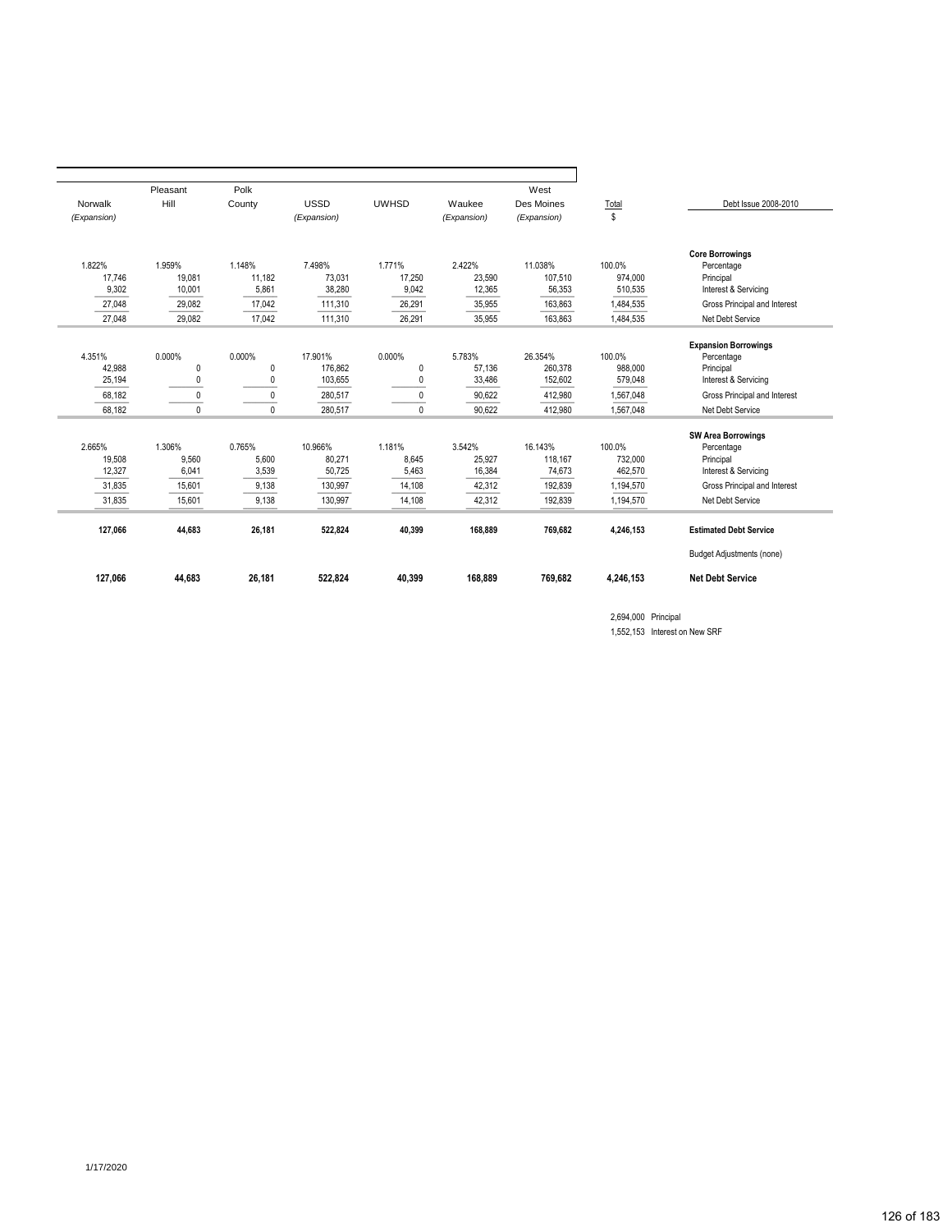| Norwalk (Expansion) | Pleasant Hill | Polk County | USSD (Expansion) | UWHSD | Waukee (Expansion) | West Des Moines (Expansion) | Total $ | Debt Issue 2008-2010 |
|---|---|---|---|---|---|---|---|---|
| | | | | | | | | **Core Borrowings** |
| 1.822% | 1.959% | 1.148% | 7.498% | 1.771% | 2.422% | 11.038% | 100.0% | Percentage |
| 17,746 | 19,081 | 11,182 | 73,031 | 17,250 | 23,590 | 107,510 | 974,000 | Principal |
| 9,302 | 10,001 | 5,861 | 38,280 | 9,042 | 12,365 | 56,353 | 510,535 | Interest & Servicing |
| 27,048 | 29,082 | 17,042 | 111,310 | 26,291 | 35,955 | 163,863 | 1,484,535 | Gross Principal and Interest |
| 27,048 | 29,082 | 17,042 | 111,310 | 26,291 | 35,955 | 163,863 | 1,484,535 | Net Debt Service |
| | | | | | | | | **Expansion Borrowings** |
| 4.351% | 0.000% | 0.000% | 17.901% | 0.000% | 5.783% | 26.354% | 100.0% | Percentage |
| 42,988 | 0 | 0 | 176,862 | 0 | 57,136 | 260,378 | 988,000 | Principal |
| 25,194 | 0 | 0 | 103,655 | 0 | 33,486 | 152,602 | 579,048 | Interest & Servicing |
| 68,182 | 0 | 0 | 280,517 | 0 | 90,622 | 412,980 | 1,567,048 | Gross Principal and Interest |
| 68,182 | 0 | 0 | 280,517 | 0 | 90,622 | 412,980 | 1,567,048 | Net Debt Service |
| | | | | | | | | **SW Area Borrowings** |
| 2.665% | 1.306% | 0.765% | 10.966% | 1.181% | 3.542% | 16.143% | 100.0% | Percentage |
| 19,508 | 9,560 | 5,600 | 80,271 | 8,645 | 25,927 | 118,167 | 732,000 | Principal |
| 12,327 | 6,041 | 3,539 | 50,725 | 5,463 | 16,384 | 74,673 | 462,570 | Interest & Servicing |
| 31,835 | 15,601 | 9,138 | 130,997 | 14,108 | 42,312 | 192,839 | 1,194,570 | Gross Principal and Interest |
| 31,835 | 15,601 | 9,138 | 130,997 | 14,108 | 42,312 | 192,839 | 1,194,570 | Net Debt Service |
| **127,066** | **44,683** | **26,181** | **522,824** | **40,399** | **168,889** | **769,682** | **4,246,153** | **Estimated Debt Service** |
| | | | | | | | | Budget Adjustments (none) |
| **127,066** | **44,683** | **26,181** | **522,824** | **40,399** | **168,889** | **769,682** | **4,246,153** | **Net Debt Service** |

2,694,000 Principal
1,552,153 Interest on New SRF

1/17/2020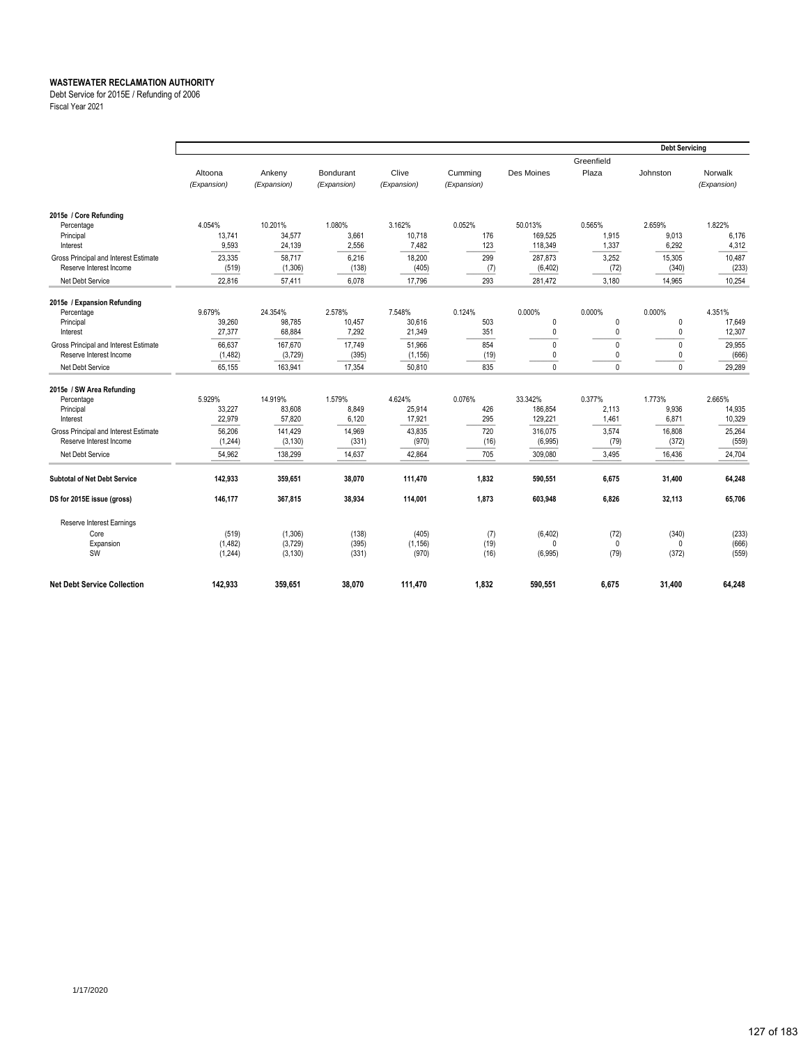**WASTEWATER RECLAMATION AUTHORITY**
Debt Service for 2015E / Refunding of 2006
Fiscal Year 2021

| | | | | | | | | Debt Servicing | |
|---|---|---|---|---|---|---|---|---|---|
| | Altoona *(Expansion)* | Ankeny *(Expansion)* | Bondurant *(Expansion)* | Clive *(Expansion)* | Cumming *(Expansion)* | Des Moines | Greenfield Plaza | Johnston | Norwalk *(Expansion)* |
| **2015e / Core Refunding** | | | | | | | | | |
| Percentage | 4.054% | 10.201% | 1.080% | 3.162% | 0.052% | 50.013% | 0.565% | 2.659% | 1.822% |
| Principal | 13,741 | 34,577 | 3,661 | 10,718 | 176 | 169,525 | 1,915 | 9,013 | 6,176 |
| Interest | 9,593 | 24,139 | 2,556 | 7,482 | 123 | 118,349 | 1,337 | 6,292 | 4,312 |
| Gross Principal and Interest Estimate | 23,335 | 58,717 | 6,216 | 18,200 | 299 | 287,873 | 3,252 | 15,305 | 10,487 |
| Reserve Interest Income | (519) | (1,306) | (138) | (405) | (7) | (6,402) | (72) | (340) | (233) |
| Net Debt Service | 22,816 | 57,411 | 6,078 | 17,796 | 293 | 281,472 | 3,180 | 14,965 | 10,254 |
| **2015e / Expansion Refunding** | | | | | | | | | |
| Percentage | 9.679% | 24.354% | 2.578% | 7.548% | 0.124% | 0.000% | 0.000% | 0.000% | 4.351% |
| Principal | 39,260 | 98,785 | 10,457 | 30,616 | 503 | 0 | 0 | 0 | 17,649 |
| Interest | 27,377 | 68,884 | 7,292 | 21,349 | 351 | 0 | 0 | 0 | 12,307 |
| Gross Principal and Interest Estimate | 66,637 | 167,670 | 17,749 | 51,966 | 854 | 0 | 0 | 0 | 29,955 |
| Reserve Interest Income | (1,482) | (3,729) | (395) | (1,156) | (19) | 0 | 0 | 0 | (666) |
| Net Debt Service | 65,155 | 163,941 | 17,354 | 50,810 | 835 | 0 | 0 | 0 | 29,289 |
| **2015e / SW Area Refunding** | | | | | | | | | |
| Percentage | 5.929% | 14.919% | 1.579% | 4.624% | 0.076% | 33.342% | 0.377% | 1.773% | 2.665% |
| Principal | 33,227 | 83,608 | 8,849 | 25,914 | 426 | 186,854 | 2,113 | 9,936 | 14,935 |
| Interest | 22,979 | 57,820 | 6,120 | 17,921 | 295 | 129,221 | 1,461 | 6,871 | 10,329 |
| Gross Principal and Interest Estimate | 56,206 | 141,429 | 14,969 | 43,835 | 720 | 316,075 | 3,574 | 16,808 | 25,264 |
| Reserve Interest Income | (1,244) | (3,130) | (331) | (970) | (16) | (6,995) | (79) | (372) | (559) |
| Net Debt Service | 54,962 | 138,299 | 14,637 | 42,864 | 705 | 309,080 | 3,495 | 16,436 | 24,704 |
| **Subtotal of Net Debt Service** | **142,933** | **359,651** | **38,070** | **111,470** | **1,832** | **590,551** | **6,675** | **31,400** | **64,248** |
| **DS for 2015E issue (gross)** | **146,177** | **367,815** | **38,934** | **114,001** | **1,873** | **603,948** | **6,826** | **32,113** | **65,706** |
| Reserve Interest Earnings | | | | | | | | | |
| Core | (519) | (1,306) | (138) | (405) | (7) | (6,402) | (72) | (340) | (233) |
| Expansion | (1,482) | (3,729) | (395) | (1,156) | (19) | 0 | 0 | 0 | (666) |
| SW | (1,244) | (3,130) | (331) | (970) | (16) | (6,995) | (79) | (372) | (559) |
| **Net Debt Service Collection** | **142,933** | **359,651** | **38,070** | **111,470** | **1,832** | **590,551** | **6,675** | **31,400** | **64,248** |

1/17/2020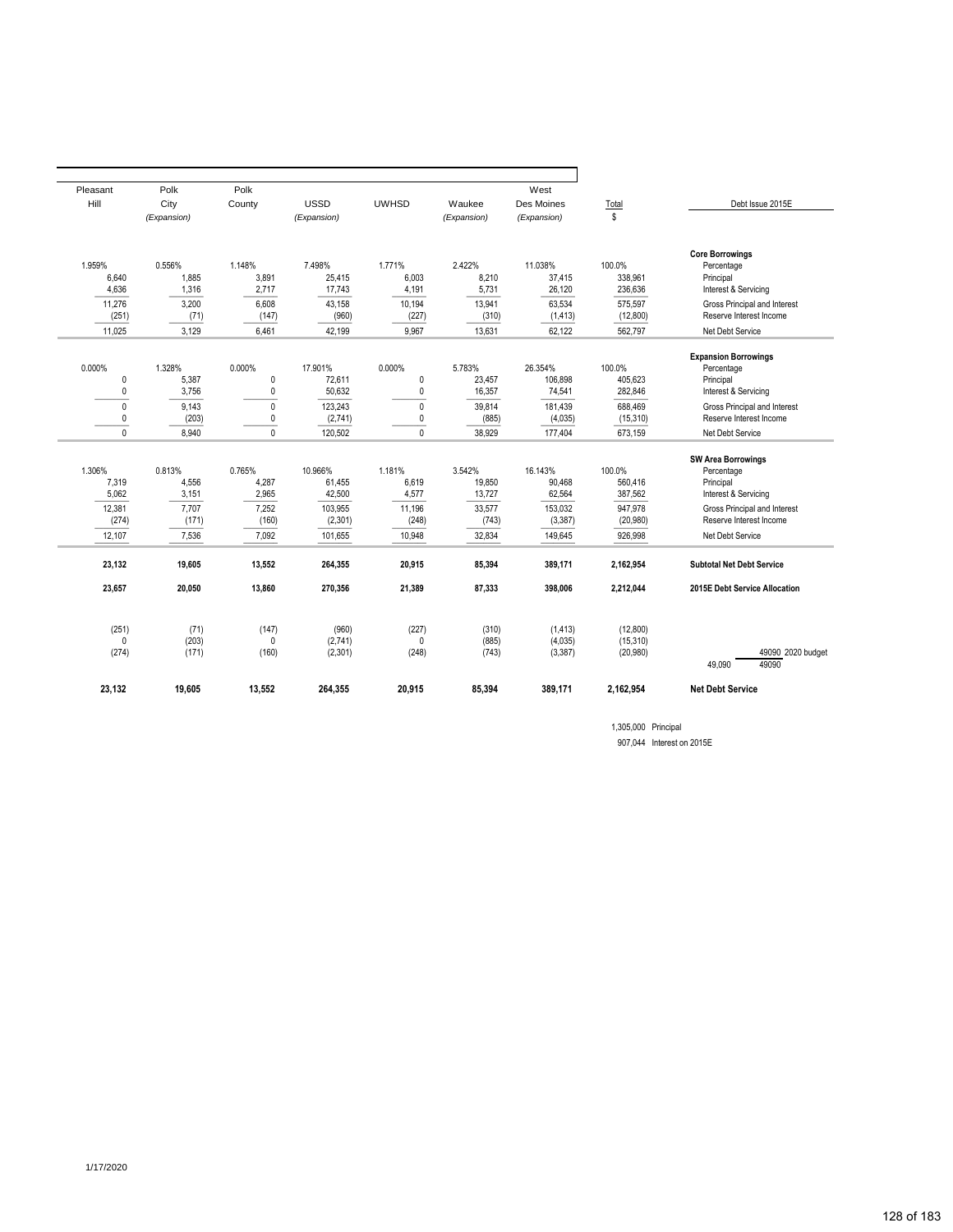| Pleasant Hill | Polk City (Expansion) | Polk County | USSD (Expansion) | UWHSD | Waukee (Expansion) | West Des Moines (Expansion) | Total $ | Debt Issue 2015E |
|---|---|---|---|---|---|---|---|---|
| | | | | | | | | **Core Borrowings** |
| 1.959% | 0.556% | 1.148% | 7.498% | 1.771% | 2.422% | 11.038% | 100.0% | Percentage |
| 6,640 | 1,885 | 3,891 | 25,415 | 6,003 | 8,210 | 37,415 | 338,961 | Principal |
| 4,636 | 1,316 | 2,717 | 17,743 | 4,191 | 5,731 | 26,120 | 236,636 | Interest & Servicing |
| 11,276 | 3,200 | 6,608 | 43,158 | 10,194 | 13,941 | 63,534 | 575,597 | Gross Principal and Interest |
| (251) | (71) | (147) | (960) | (227) | (310) | (1,413) | (12,800) | Reserve Interest Income |
| 11,025 | 3,129 | 6,461 | 42,199 | 9,967 | 13,631 | 62,122 | 562,797 | Net Debt Service |
| | | | | | | | | **Expansion Borrowings** |
| 0.000% | 1.328% | 0.000% | 17.901% | 0.000% | 5.783% | 26.354% | 100.0% | Percentage |
| 0 | 5,387 | 0 | 72,611 | 0 | 23,457 | 106,898 | 405,623 | Principal |
| 0 | 3,756 | 0 | 50,632 | 0 | 16,357 | 74,541 | 282,846 | Interest & Servicing |
| 0 | 9,143 | 0 | 123,243 | 0 | 39,814 | 181,439 | 688,469 | Gross Principal and Interest |
| 0 | (203) | 0 | (2,741) | 0 | (885) | (4,035) | (15,310) | Reserve Interest Income |
| 0 | 8,940 | 0 | 120,502 | 0 | 38,929 | 177,404 | 673,159 | Net Debt Service |
| | | | | | | | | **SW Area Borrowings** |
| 1.306% | 0.813% | 0.765% | 10.966% | 1.181% | 3.542% | 16.143% | 100.0% | Percentage |
| 7,319 | 4,556 | 4,287 | 61,455 | 6,619 | 19,850 | 90,468 | 560,416 | Principal |
| 5,062 | 3,151 | 2,965 | 42,500 | 4,577 | 13,727 | 62,564 | 387,562 | Interest & Servicing |
| 12,381 | 7,707 | 7,252 | 103,955 | 11,196 | 33,577 | 153,032 | 947,978 | Gross Principal and Interest |
| (274) | (171) | (160) | (2,301) | (248) | (743) | (3,387) | (20,980) | Reserve Interest Income |
| 12,107 | 7,536 | 7,092 | 101,655 | 10,948 | 32,834 | 149,645 | 926,998 | Net Debt Service |
| **23,132** | **19,605** | **13,552** | **264,355** | **20,915** | **85,394** | **389,171** | **2,162,954** | **Subtotal Net Debt Service** |
| **23,657** | **20,050** | **13,860** | **270,356** | **21,389** | **87,333** | **398,006** | **2,212,044** | **2015E Debt Service Allocation** |
| (251) | (71) | (147) | (960) | (227) | (310) | (1,413) | (12,800) | |
| 0 | (203) | 0 | (2,741) | 0 | (885) | (4,035) | (15,310) | |
| (274) | (171) | (160) | (2,301) | (248) | (743) | (3,387) | (20,980) | 49090 2020 budget |
| | | | | | | | | 49,090 49090 |
| **23,132** | **19,605** | **13,552** | **264,355** | **20,915** | **85,394** | **389,171** | **2,162,954** | **Net Debt Service** |

1,305,000 Principal

907,044 Interest on 2015E

1/17/2020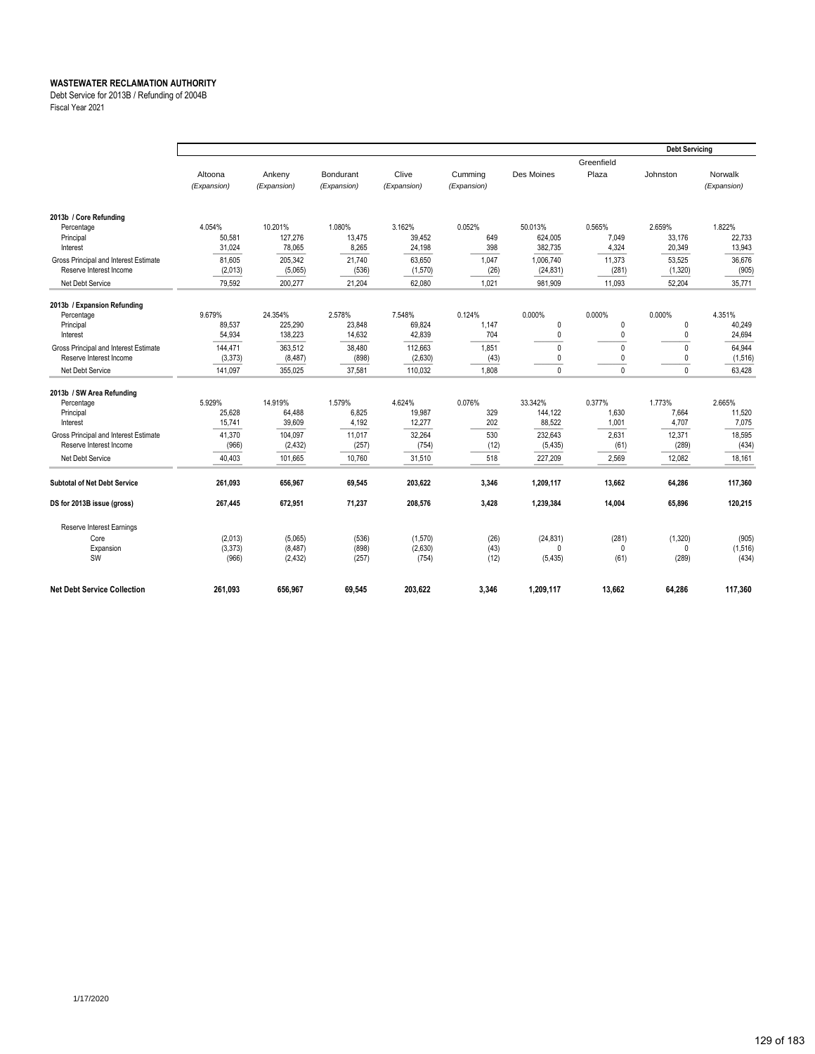**WASTEWATER RECLAMATION AUTHORITY**
Debt Service for 2013B / Refunding of 2004B
Fiscal Year 2021

| | | | | | | | | Debt Servicing | |
|---|---|---|---|---|---|---|---|---|---|
| | Altoona (Expansion) | Ankeny (Expansion) | Bondurant (Expansion) | Clive (Expansion) | Cumming (Expansion) | Des Moines | Greenfield Plaza | Johnston | Norwalk (Expansion) |
| **2013b / Core Refunding** | | | | | | | | | |
| Percentage | 4.054% | 10.201% | 1.080% | 3.162% | 0.052% | 50.013% | 0.565% | 2.659% | 1.822% |
| Principal | 50,581 | 127,276 | 13,475 | 39,452 | 649 | 624,005 | 7,049 | 33,176 | 22,733 |
| Interest | 31,024 | 78,065 | 8,265 | 24,198 | 398 | 382,735 | 4,324 | 20,349 | 13,943 |
| Gross Principal and Interest Estimate | 81,605 | 205,342 | 21,740 | 63,650 | 1,047 | 1,006,740 | 11,373 | 53,525 | 36,676 |
| Reserve Interest Income | (2,013) | (5,065) | (536) | (1,570) | (26) | (24,831) | (281) | (1,320) | (905) |
| Net Debt Service | 79,592 | 200,277 | 21,204 | 62,080 | 1,021 | 981,909 | 11,093 | 52,204 | 35,771 |
| **2013b / Expansion Refunding** | | | | | | | | | |
| Percentage | 9.679% | 24.354% | 2.578% | 7.548% | 0.124% | 0.000% | 0.000% | 0.000% | 4.351% |
| Principal | 89,537 | 225,290 | 23,848 | 69,824 | 1,147 | 0 | 0 | 0 | 40,249 |
| Interest | 54,934 | 138,223 | 14,632 | 42,839 | 704 | 0 | 0 | 0 | 24,694 |
| Gross Principal and Interest Estimate | 144,471 | 363,512 | 38,480 | 112,663 | 1,851 | 0 | 0 | 0 | 64,944 |
| Reserve Interest Income | (3,373) | (8,487) | (898) | (2,630) | (43) | 0 | 0 | 0 | (1,516) |
| Net Debt Service | 141,097 | 355,025 | 37,581 | 110,032 | 1,808 | 0 | 0 | 0 | 63,428 |
| **2013b / SW Area Refunding** | | | | | | | | | |
| Percentage | 5.929% | 14.919% | 1.579% | 4.624% | 0.076% | 33.342% | 0.377% | 1.773% | 2.665% |
| Principal | 25,628 | 64,488 | 6,825 | 19,987 | 329 | 144,122 | 1,630 | 7,664 | 11,520 |
| Interest | 15,741 | 39,609 | 4,192 | 12,277 | 202 | 88,522 | 1,001 | 4,707 | 7,075 |
| Gross Principal and Interest Estimate | 41,370 | 104,097 | 11,017 | 32,264 | 530 | 232,643 | 2,631 | 12,371 | 18,595 |
| Reserve Interest Income | (966) | (2,432) | (257) | (754) | (12) | (5,435) | (61) | (289) | (434) |
| Net Debt Service | 40,403 | 101,665 | 10,760 | 31,510 | 518 | 227,209 | 2,569 | 12,082 | 18,161 |
| **Subtotal of Net Debt Service** | **261,093** | **656,967** | **69,545** | **203,622** | **3,346** | **1,209,117** | **13,662** | **64,286** | **117,360** |
| **DS for 2013B issue (gross)** | **267,445** | **672,951** | **71,237** | **208,576** | **3,428** | **1,239,384** | **14,004** | **65,896** | **120,215** |
| Reserve Interest Earnings | | | | | | | | | |
| Core | (2,013) | (5,065) | (536) | (1,570) | (26) | (24,831) | (281) | (1,320) | (905) |
| Expansion | (3,373) | (8,487) | (898) | (2,630) | (43) | 0 | 0 | 0 | (1,516) |
| SW | (966) | (2,432) | (257) | (754) | (12) | (5,435) | (61) | (289) | (434) |
| **Net Debt Service Collection** | **261,093** | **656,967** | **69,545** | **203,622** | **3,346** | **1,209,117** | **13,662** | **64,286** | **117,360** |

1/17/2020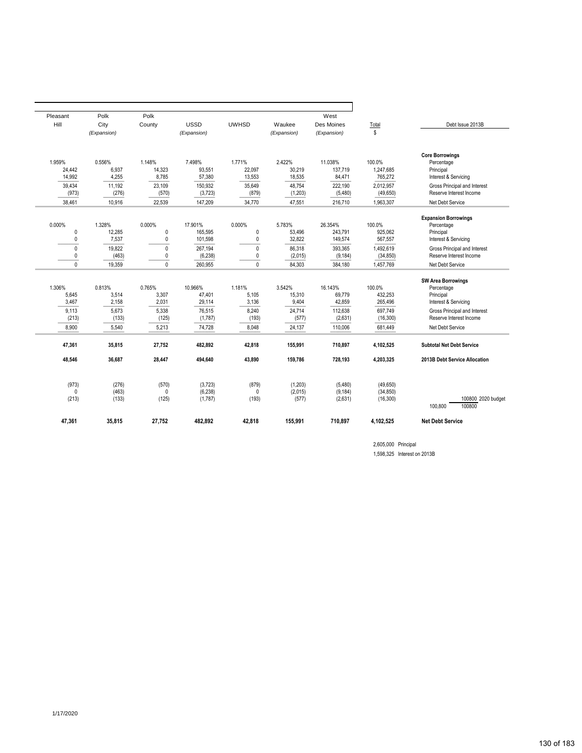| Pleasant Hill | Polk City (Expansion) | Polk County | USSD (Expansion) | UWHSD | Waukee (Expansion) | West Des Moines (Expansion) | Total $ | Debt Issue 2013B |
|---|---|---|---|---|---|---|---|---|
| | | | | | | | | **Core Borrowings** |
| 1.959% | 0.556% | 1.148% | 7.498% | 1.771% | 2.422% | 11.038% | 100.0% | Percentage |
| 24,442 | 6,937 | 14,323 | 93,551 | 22,097 | 30,219 | 137,719 | 1,247,685 | Principal |
| 14,992 | 4,255 | 8,785 | 57,380 | 13,553 | 18,535 | 84,471 | 765,272 | Interest & Servicing |
| 39,434 | 11,192 | 23,109 | 150,932 | 35,649 | 48,754 | 222,190 | 2,012,957 | Gross Principal and Interest |
| (973) | (276) | (570) | (3,723) | (879) | (1,203) | (5,480) | (49,650) | Reserve Interest Income |
| 38,461 | 10,916 | 22,539 | 147,209 | 34,770 | 47,551 | 216,710 | 1,963,307 | Net Debt Service |
| | | | | | | | | **Expansion Borrowings** |
| 0.000% | 1.328% | 0.000% | 17.901% | 0.000% | 5.783% | 26.354% | 100.0% | Percentage |
| 0 | 12,285 | 0 | 165,595 | 0 | 53,496 | 243,791 | 925,062 | Principal |
| 0 | 7,537 | 0 | 101,598 | 0 | 32,822 | 149,574 | 567,557 | Interest & Servicing |
| 0 | 19,822 | 0 | 267,194 | 0 | 86,318 | 393,365 | 1,492,619 | Gross Principal and Interest |
| 0 | (463) | 0 | (6,238) | 0 | (2,015) | (9,184) | (34,850) | Reserve Interest Income |
| 0 | 19,359 | 0 | 260,955 | 0 | 84,303 | 384,180 | 1,457,769 | Net Debt Service |
| | | | | | | | | **SW Area Borrowings** |
| 1.306% | 0.813% | 0.765% | 10.966% | 1.181% | 3.542% | 16.143% | 100.0% | Percentage |
| 5,645 | 3,514 | 3,307 | 47,401 | 5,105 | 15,310 | 69,779 | 432,253 | Principal |
| 3,467 | 2,158 | 2,031 | 29,114 | 3,136 | 9,404 | 42,859 | 265,496 | Interest & Servicing |
| 9,113 | 5,673 | 5,338 | 76,515 | 8,240 | 24,714 | 112,638 | 697,749 | Gross Principal and Interest |
| (213) | (133) | (125) | (1,787) | (193) | (577) | (2,631) | (16,300) | Reserve Interest Income |
| 8,900 | 5,540 | 5,213 | 74,728 | 8,048 | 24,137 | 110,006 | 681,449 | Net Debt Service |
| **47,361** | **35,815** | **27,752** | **482,892** | **42,818** | **155,991** | **710,897** | **4,102,525** | **Subtotal Net Debt Service** |
| **48,546** | **36,687** | **28,447** | **494,640** | **43,890** | **159,786** | **728,193** | **4,203,325** | **2013B Debt Service Allocation** |
| (973) | (276) | (570) | (3,723) | (879) | (1,203) | (5,480) | (49,650) | |
| 0 | (463) | 0 | (6,238) | 0 | (2,015) | (9,184) | (34,850) | |
| (213) | (133) | (125) | (1,787) | (193) | (577) | (2,631) | (16,300) | 100800 2020 budget |
| | | | | | | | | 100,800 100800 |
| **47,361** | **35,815** | **27,752** | **482,892** | **42,818** | **155,991** | **710,897** | **4,102,525** | **Net Debt Service** |

2,605,000 Principal

1,598,325 Interest on 2013B

1/17/2020